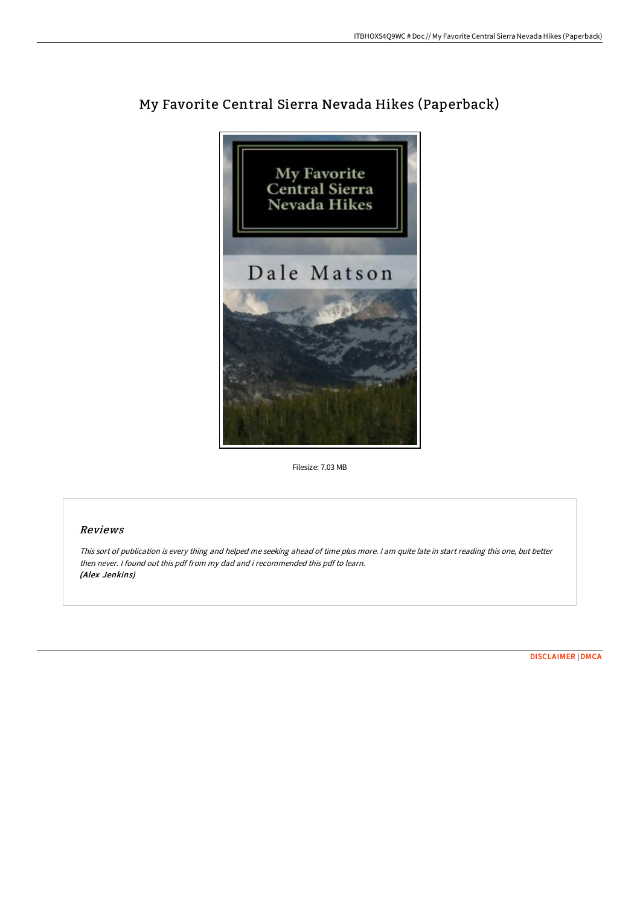# My Favorite Central Sierra Nevada Hikes (Paperback)

Filesize: 7.03 MB

## *Reviews*

*This sort of publication is every thing and helped me seeking ahead of time plus more. I am quite late in start reading this one, but better then never. I found out this pdf from my dad and i recommended this pdf to learn.*
***(Alex Jenkins)***

DISCLAIMER | DMCA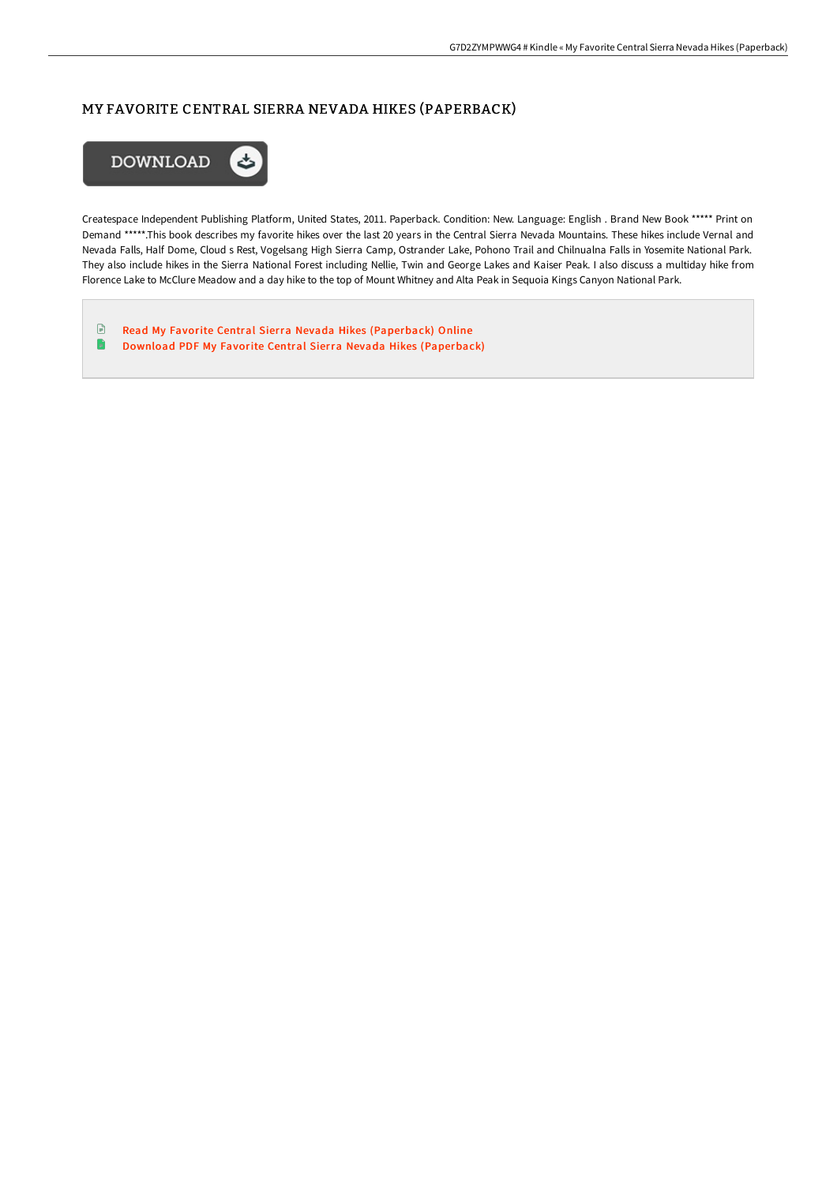# MY FAVORITE CENTRAL SIERRA NEVADA HIKES (PAPERBACK)

DOWNLOAD

Createspace Independent Publishing Platform, United States, 2011. Paperback. Condition: New. Language: English . Brand New Book ***** Print on Demand *****.This book describes my favorite hikes over the last 20 years in the Central Sierra Nevada Mountains. These hikes include Vernal and Nevada Falls, Half Dome, Cloud s Rest, Vogelsang High Sierra Camp, Ostrander Lake, Pohono Trail and Chilnualna Falls in Yosemite National Park. They also include hikes in the Sierra National Forest including Nellie, Twin and George Lakes and Kaiser Peak. I also discuss a multiday hike from Florence Lake to McClure Meadow and a day hike to the top of Mount Whitney and Alta Peak in Sequoia Kings Canyon National Park.

- Read My Favorite Central Sierra Nevada Hikes (Paperback) Online
- Download PDF My Favorite Central Sierra Nevada Hikes (Paperback)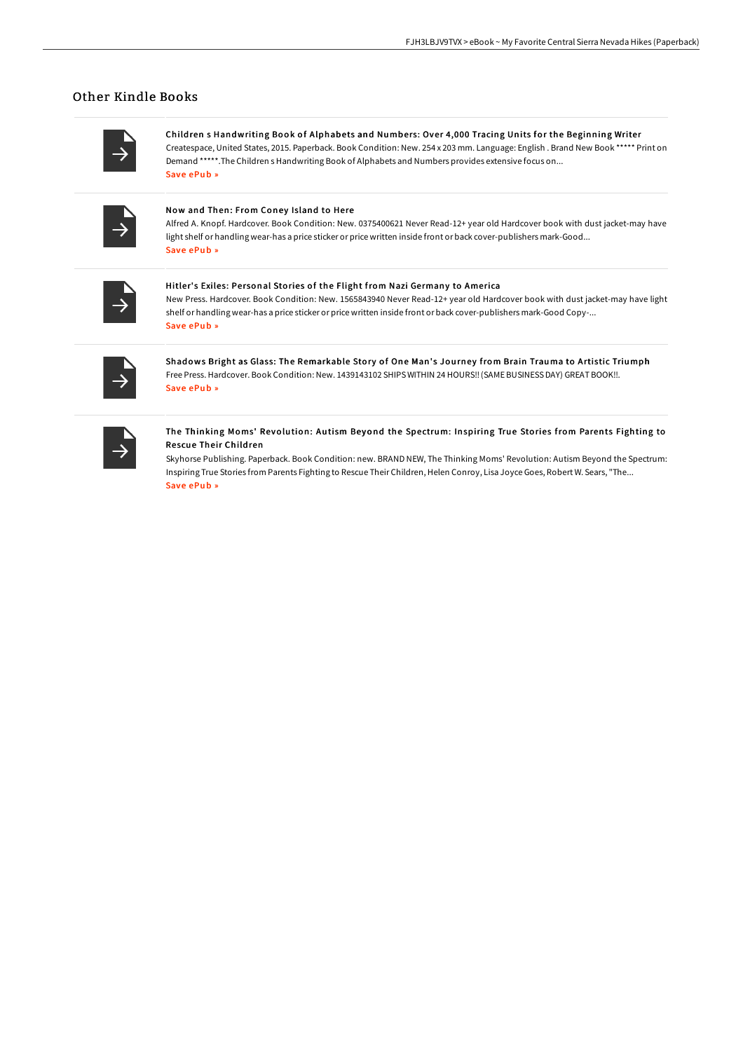## Other Kindle Books

**Children s Handwriting Book of Alphabets and Numbers: Over 4,000 Tracing Units for the Beginning Writer**
Createspace, United States, 2015. Paperback. Book Condition: New. 254 x 203 mm. Language: English . Brand New Book ***** Print on Demand *****.The Children s Handwriting Book of Alphabets and Numbers provides extensive focus on...
Save ePub »

**Now and Then: From Coney Island to Here**
Alfred A. Knopf. Hardcover. Book Condition: New. 0375400621 Never Read-12+ year old Hardcover book with dust jacket-may have light shelf or handling wear-has a price sticker or price written inside front or back cover-publishers mark-Good...
Save ePub »

**Hitler's Exiles: Personal Stories of the Flight from Nazi Germany to America**
New Press. Hardcover. Book Condition: New. 1565843940 Never Read-12+ year old Hardcover book with dust jacket-may have light shelf or handling wear-has a price sticker or price written inside front or back cover-publishers mark-Good Copy-...
Save ePub »

**Shadows Bright as Glass: The Remarkable Story of One Man's Journey from Brain Trauma to Artistic Triumph**
Free Press. Hardcover. Book Condition: New. 1439143102 SHIPS WITHIN 24 HOURS!! (SAME BUSINESS DAY) GREAT BOOK!!.
Save ePub »

**The Thinking Moms' Revolution: Autism Beyond the Spectrum: Inspiring True Stories from Parents Fighting to Rescue Their Children**
Skyhorse Publishing. Paperback. Book Condition: new. BRAND NEW, The Thinking Moms' Revolution: Autism Beyond the Spectrum: Inspiring True Stories from Parents Fighting to Rescue Their Children, Helen Conroy, Lisa Joyce Goes, Robert W. Sears, "The...
Save ePub »